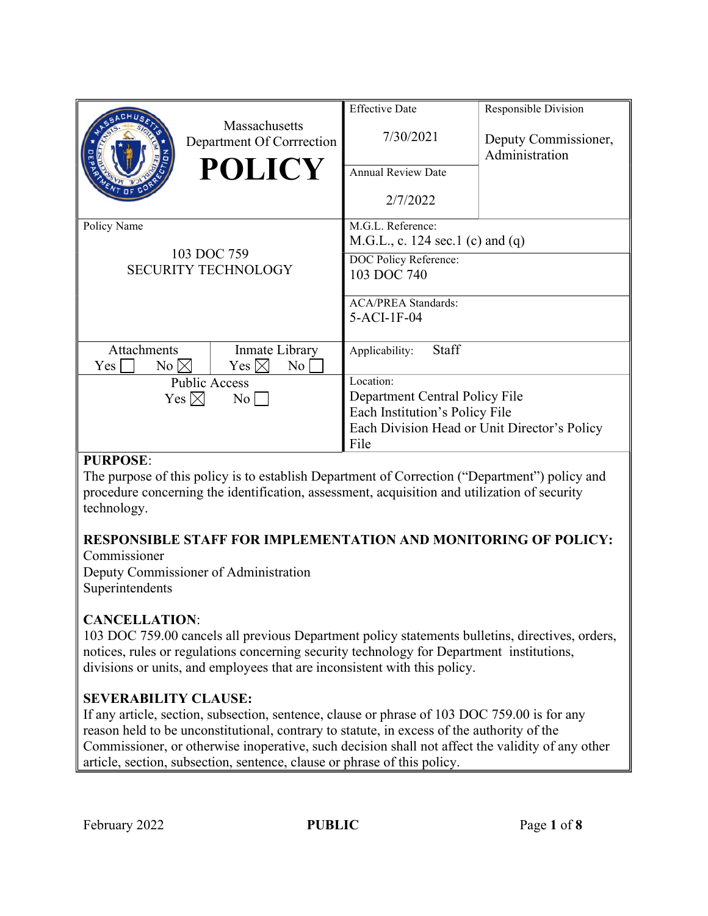| Massachusetts Department Of Corrrection **POLICY** | Effective Date 7/30/2021 | Responsible Division Deputy Commissioner, Administration |
| --- | --- | --- |
| | Annual Review Date 2/7/2022 | |
| Policy Name 103 DOC 759 SECURITY TECHNOLOGY | M.G.L. Reference: M.G.L., c. 124 sec.1 (c) and (q) | |
| | DOC Policy Reference: 103 DOC 740 | |
| | ACA/PREA Standards: 5-ACI-1F-04 | |
| Attachments Yes ☐ No ☒ / Inmate Library Yes ☒ No ☐ | Applicability: Staff | |
| Public Access Yes ☒ No ☐ | Location: Department Central Policy File Each Institution's Policy File Each Division Head or Unit Director's Policy File | |

**PURPOSE**:
The purpose of this policy is to establish Department of Correction ("Department") policy and procedure concerning the identification, assessment, acquisition and utilization of security technology.

**RESPONSIBLE STAFF FOR IMPLEMENTATION AND MONITORING OF POLICY:**
Commissioner
Deputy Commissioner of Administration
Superintendents

**CANCELLATION**:
103 DOC 759.00 cancels all previous Department policy statements bulletins, directives, orders, notices, rules or regulations concerning security technology for Department institutions, divisions or units, and employees that are inconsistent with this policy.

**SEVERABILITY CLAUSE:**
If any article, section, subsection, sentence, clause or phrase of 103 DOC 759.00 is for any reason held to be unconstitutional, contrary to statute, in excess of the authority of the Commissioner, or otherwise inoperative, such decision shall not affect the validity of any other article, section, subsection, sentence, clause or phrase of this policy.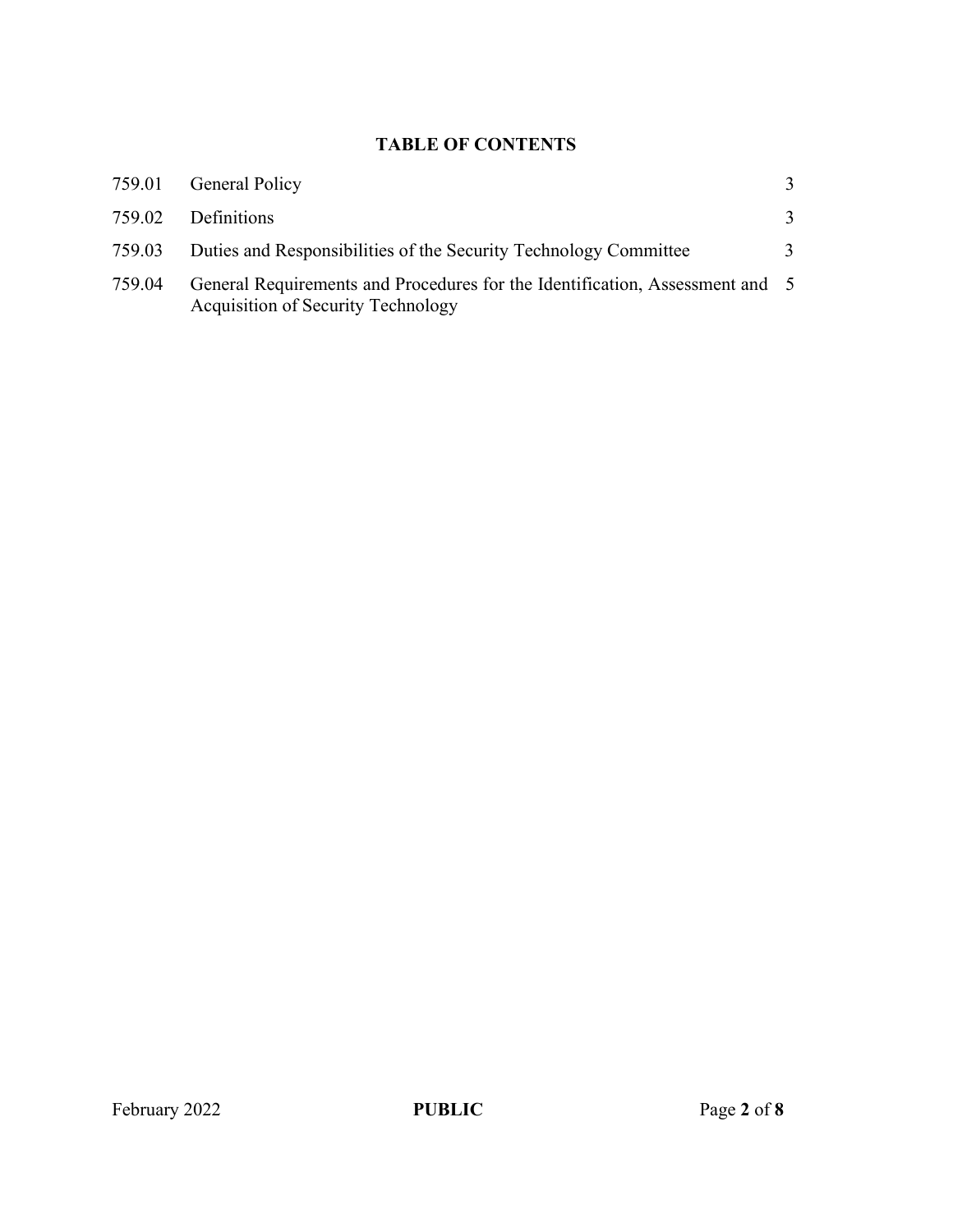**TABLE OF CONTENTS**

| | | |
|---|---|---|
| 759.01 | General Policy | 3 |
| 759.02 | Definitions | 3 |
| 759.03 | Duties and Responsibilities of the Security Technology Committee | 3 |
| 759.04 | General Requirements and Procedures for the Identification, Assessment and Acquisition of Security Technology | 5 |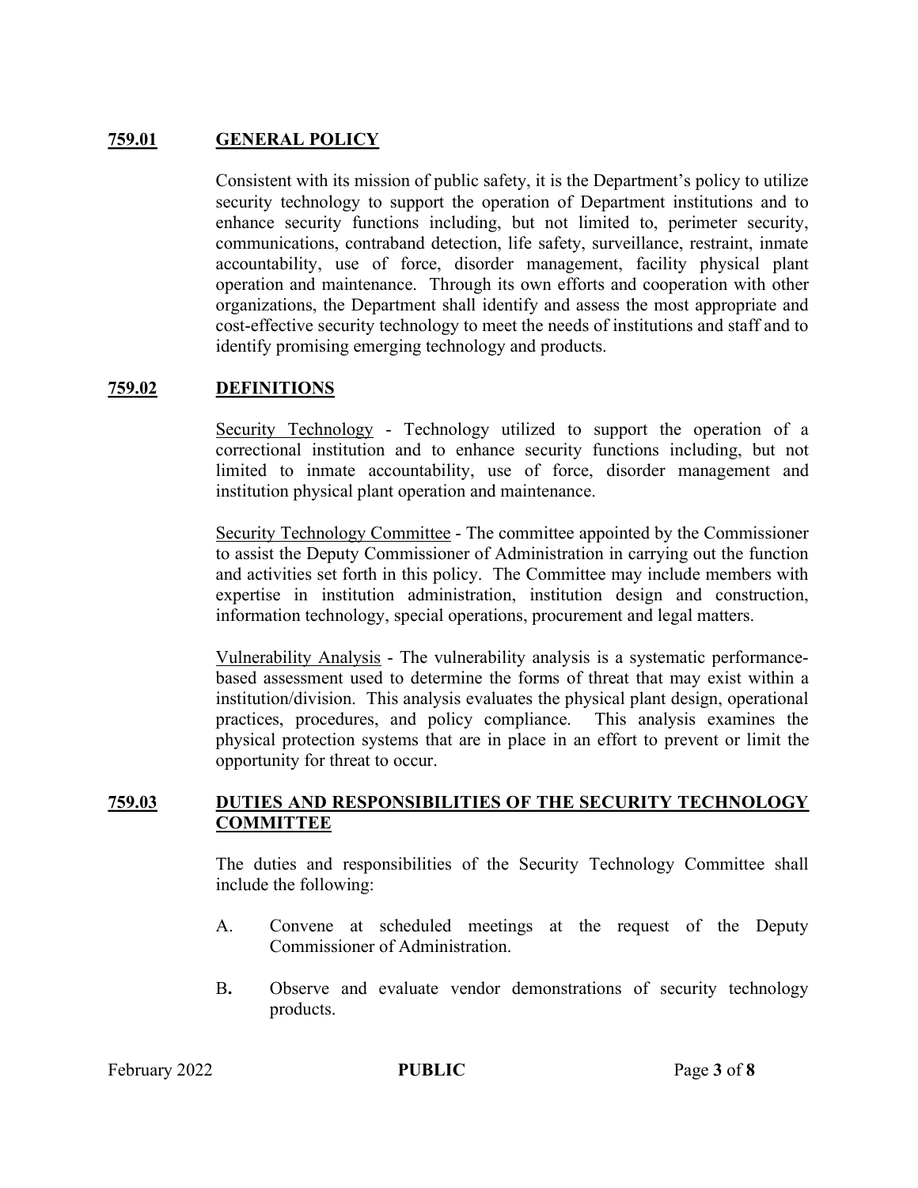## 759.01 GENERAL POLICY

Consistent with its mission of public safety, it is the Department's policy to utilize security technology to support the operation of Department institutions and to enhance security functions including, but not limited to, perimeter security, communications, contraband detection, life safety, surveillance, restraint, inmate accountability, use of force, disorder management, facility physical plant operation and maintenance. Through its own efforts and cooperation with other organizations, the Department shall identify and assess the most appropriate and cost-effective security technology to meet the needs of institutions and staff and to identify promising emerging technology and products.

## 759.02 DEFINITIONS

Security Technology - Technology utilized to support the operation of a correctional institution and to enhance security functions including, but not limited to inmate accountability, use of force, disorder management and institution physical plant operation and maintenance.

Security Technology Committee - The committee appointed by the Commissioner to assist the Deputy Commissioner of Administration in carrying out the function and activities set forth in this policy. The Committee may include members with expertise in institution administration, institution design and construction, information technology, special operations, procurement and legal matters.

Vulnerability Analysis - The vulnerability analysis is a systematic performance-based assessment used to determine the forms of threat that may exist within a institution/division. This analysis evaluates the physical plant design, operational practices, procedures, and policy compliance. This analysis examines the physical protection systems that are in place in an effort to prevent or limit the opportunity for threat to occur.

## 759.03 DUTIES AND RESPONSIBILITIES OF THE SECURITY TECHNOLOGY COMMITTEE

The duties and responsibilities of the Security Technology Committee shall include the following:

A. Convene at scheduled meetings at the request of the Deputy Commissioner of Administration.

B. Observe and evaluate vendor demonstrations of security technology products.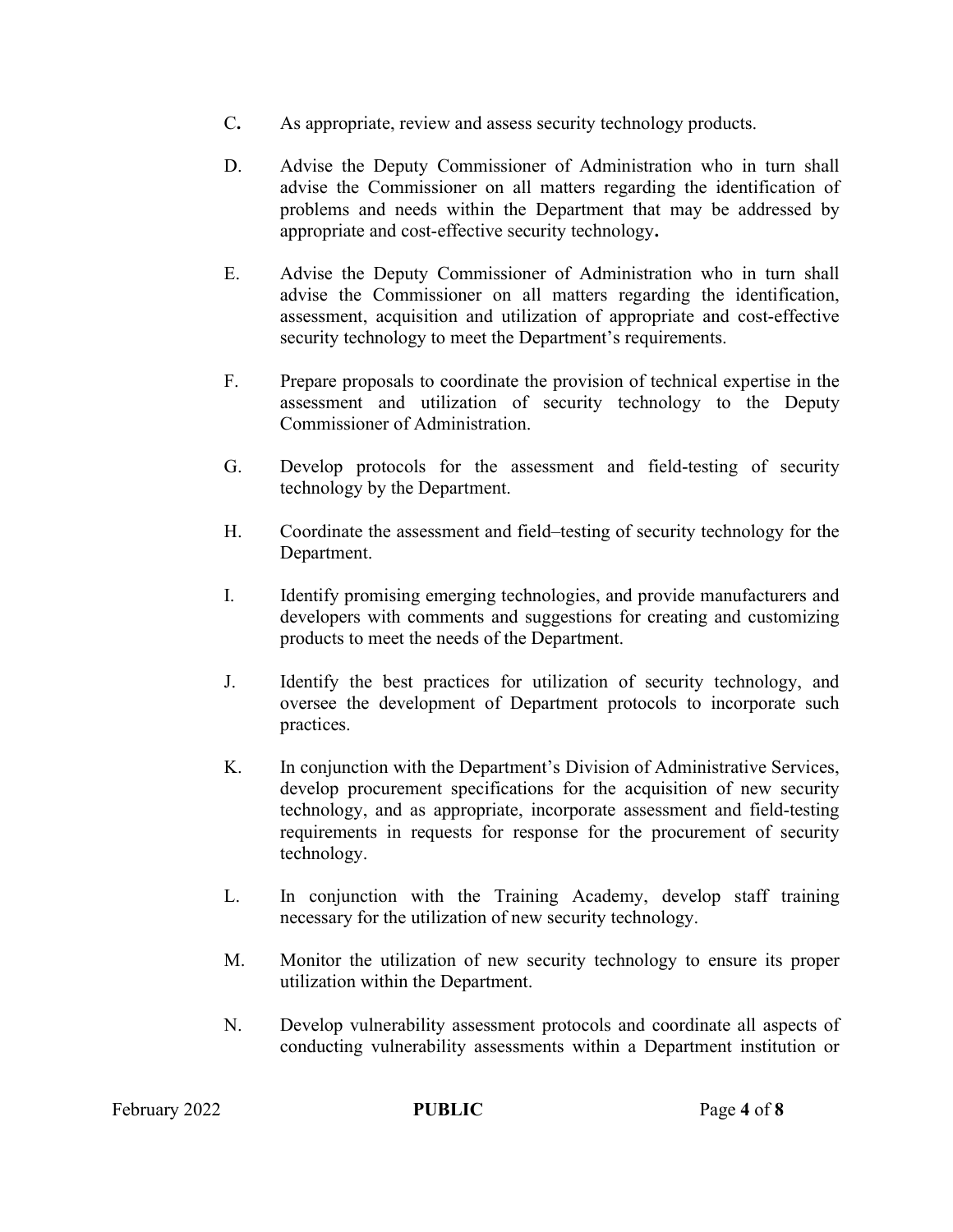C. As appropriate, review and assess security technology products.

D. Advise the Deputy Commissioner of Administration who in turn shall advise the Commissioner on all matters regarding the identification of problems and needs within the Department that may be addressed by appropriate and cost-effective security technology.

E. Advise the Deputy Commissioner of Administration who in turn shall advise the Commissioner on all matters regarding the identification, assessment, acquisition and utilization of appropriate and cost-effective security technology to meet the Department's requirements.

F. Prepare proposals to coordinate the provision of technical expertise in the assessment and utilization of security technology to the Deputy Commissioner of Administration.

G. Develop protocols for the assessment and field-testing of security technology by the Department.

H. Coordinate the assessment and field–testing of security technology for the Department.

I. Identify promising emerging technologies, and provide manufacturers and developers with comments and suggestions for creating and customizing products to meet the needs of the Department.

J. Identify the best practices for utilization of security technology, and oversee the development of Department protocols to incorporate such practices.

K. In conjunction with the Department's Division of Administrative Services, develop procurement specifications for the acquisition of new security technology, and as appropriate, incorporate assessment and field-testing requirements in requests for response for the procurement of security technology.

L. In conjunction with the Training Academy, develop staff training necessary for the utilization of new security technology.

M. Monitor the utilization of new security technology to ensure its proper utilization within the Department.

N. Develop vulnerability assessment protocols and coordinate all aspects of conducting vulnerability assessments within a Department institution or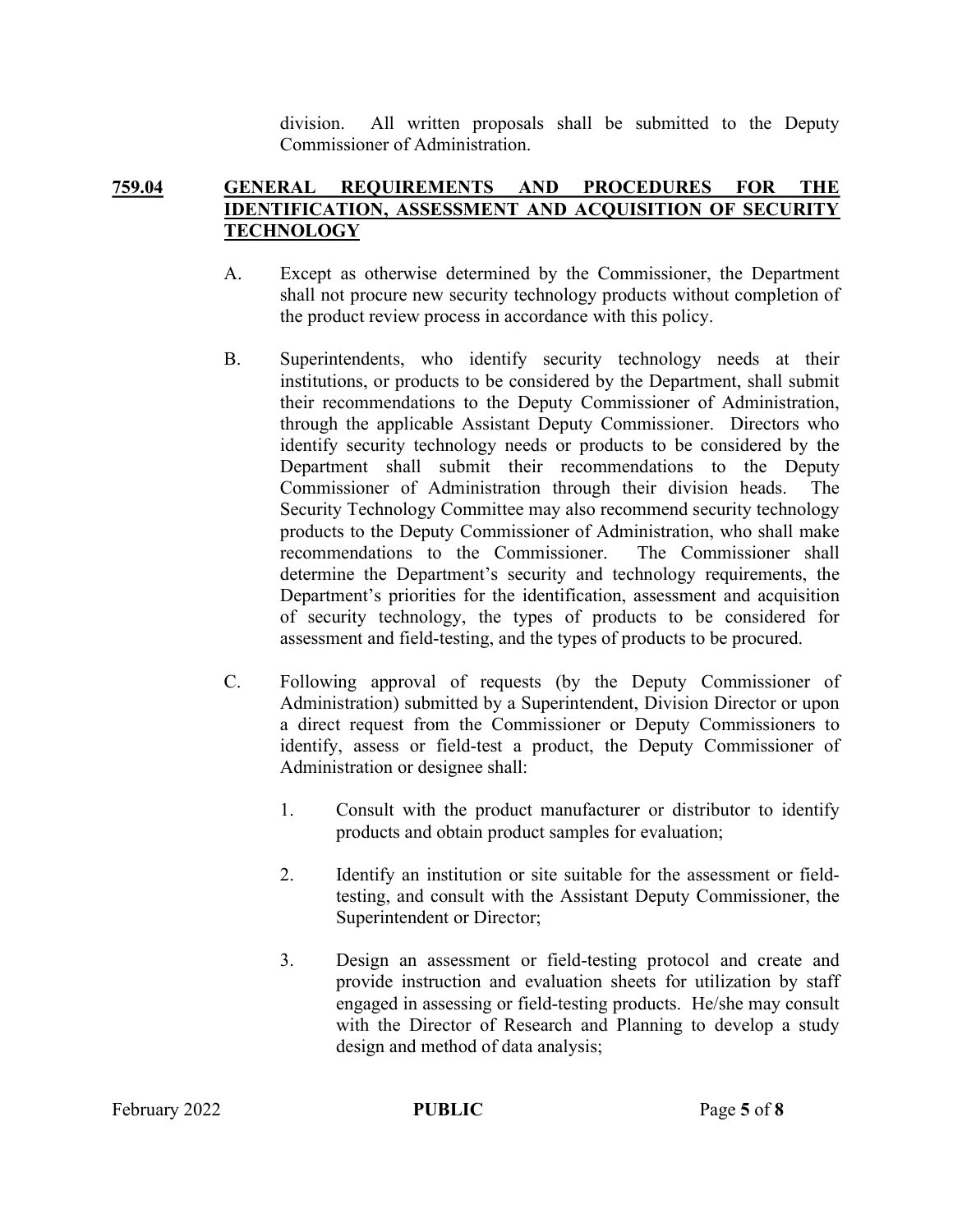division. All written proposals shall be submitted to the Deputy Commissioner of Administration.

## 759.04 GENERAL REQUIREMENTS AND PROCEDURES FOR THE IDENTIFICATION, ASSESSMENT AND ACQUISITION OF SECURITY TECHNOLOGY

A. Except as otherwise determined by the Commissioner, the Department shall not procure new security technology products without completion of the product review process in accordance with this policy.

B. Superintendents, who identify security technology needs at their institutions, or products to be considered by the Department, shall submit their recommendations to the Deputy Commissioner of Administration, through the applicable Assistant Deputy Commissioner. Directors who identify security technology needs or products to be considered by the Department shall submit their recommendations to the Deputy Commissioner of Administration through their division heads. The Security Technology Committee may also recommend security technology products to the Deputy Commissioner of Administration, who shall make recommendations to the Commissioner. The Commissioner shall determine the Department's security and technology requirements, the Department's priorities for the identification, assessment and acquisition of security technology, the types of products to be considered for assessment and field-testing, and the types of products to be procured.

C. Following approval of requests (by the Deputy Commissioner of Administration) submitted by a Superintendent, Division Director or upon a direct request from the Commissioner or Deputy Commissioners to identify, assess or field-test a product, the Deputy Commissioner of Administration or designee shall:

   1. Consult with the product manufacturer or distributor to identify products and obtain product samples for evaluation;

   2. Identify an institution or site suitable for the assessment or field-testing, and consult with the Assistant Deputy Commissioner, the Superintendent or Director;

   3. Design an assessment or field-testing protocol and create and provide instruction and evaluation sheets for utilization by staff engaged in assessing or field-testing products. He/she may consult with the Director of Research and Planning to develop a study design and method of data analysis;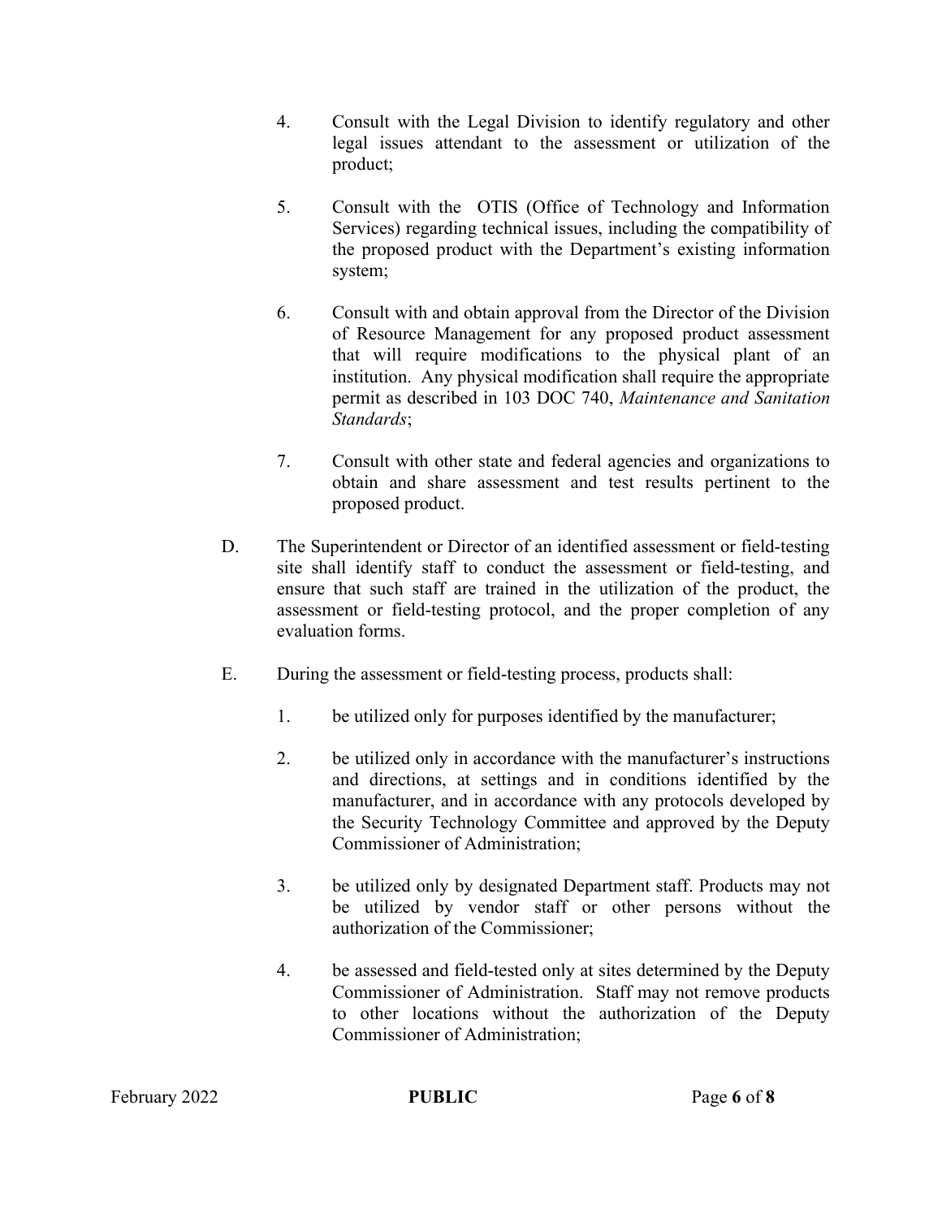4. Consult with the Legal Division to identify regulatory and other legal issues attendant to the assessment or utilization of the product;

5. Consult with the OTIS (Office of Technology and Information Services) regarding technical issues, including the compatibility of the proposed product with the Department's existing information system;

6. Consult with and obtain approval from the Director of the Division of Resource Management for any proposed product assessment that will require modifications to the physical plant of an institution. Any physical modification shall require the appropriate permit as described in 103 DOC 740, *Maintenance and Sanitation Standards*;

7. Consult with other state and federal agencies and organizations to obtain and share assessment and test results pertinent to the proposed product.

D. The Superintendent or Director of an identified assessment or field-testing site shall identify staff to conduct the assessment or field-testing, and ensure that such staff are trained in the utilization of the product, the assessment or field-testing protocol, and the proper completion of any evaluation forms.

E. During the assessment or field-testing process, products shall:

1. be utilized only for purposes identified by the manufacturer;

2. be utilized only in accordance with the manufacturer's instructions and directions, at settings and in conditions identified by the manufacturer, and in accordance with any protocols developed by the Security Technology Committee and approved by the Deputy Commissioner of Administration;

3. be utilized only by designated Department staff. Products may not be utilized by vendor staff or other persons without the authorization of the Commissioner;

4. be assessed and field-tested only at sites determined by the Deputy Commissioner of Administration. Staff may not remove products to other locations without the authorization of the Deputy Commissioner of Administration;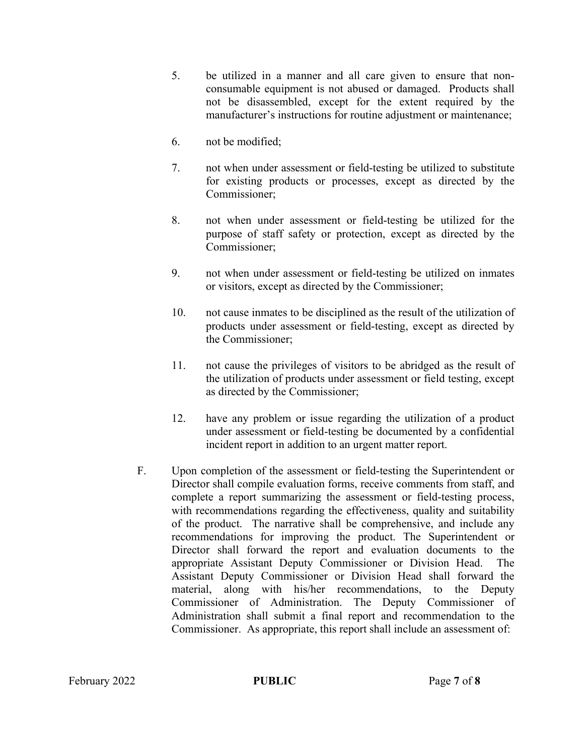5. be utilized in a manner and all care given to ensure that non-consumable equipment is not abused or damaged. Products shall not be disassembled, except for the extent required by the manufacturer's instructions for routine adjustment or maintenance;

6. not be modified;

7. not when under assessment or field-testing be utilized to substitute for existing products or processes, except as directed by the Commissioner;

8. not when under assessment or field-testing be utilized for the purpose of staff safety or protection, except as directed by the Commissioner;

9. not when under assessment or field-testing be utilized on inmates or visitors, except as directed by the Commissioner;

10. not cause inmates to be disciplined as the result of the utilization of products under assessment or field-testing, except as directed by the Commissioner;

11. not cause the privileges of visitors to be abridged as the result of the utilization of products under assessment or field testing, except as directed by the Commissioner;

12. have any problem or issue regarding the utilization of a product under assessment or field-testing be documented by a confidential incident report in addition to an urgent matter report.

F. Upon completion of the assessment or field-testing the Superintendent or Director shall compile evaluation forms, receive comments from staff, and complete a report summarizing the assessment or field-testing process, with recommendations regarding the effectiveness, quality and suitability of the product. The narrative shall be comprehensive, and include any recommendations for improving the product. The Superintendent or Director shall forward the report and evaluation documents to the appropriate Assistant Deputy Commissioner or Division Head. The Assistant Deputy Commissioner or Division Head shall forward the material, along with his/her recommendations, to the Deputy Commissioner of Administration. The Deputy Commissioner of Administration shall submit a final report and recommendation to the Commissioner. As appropriate, this report shall include an assessment of: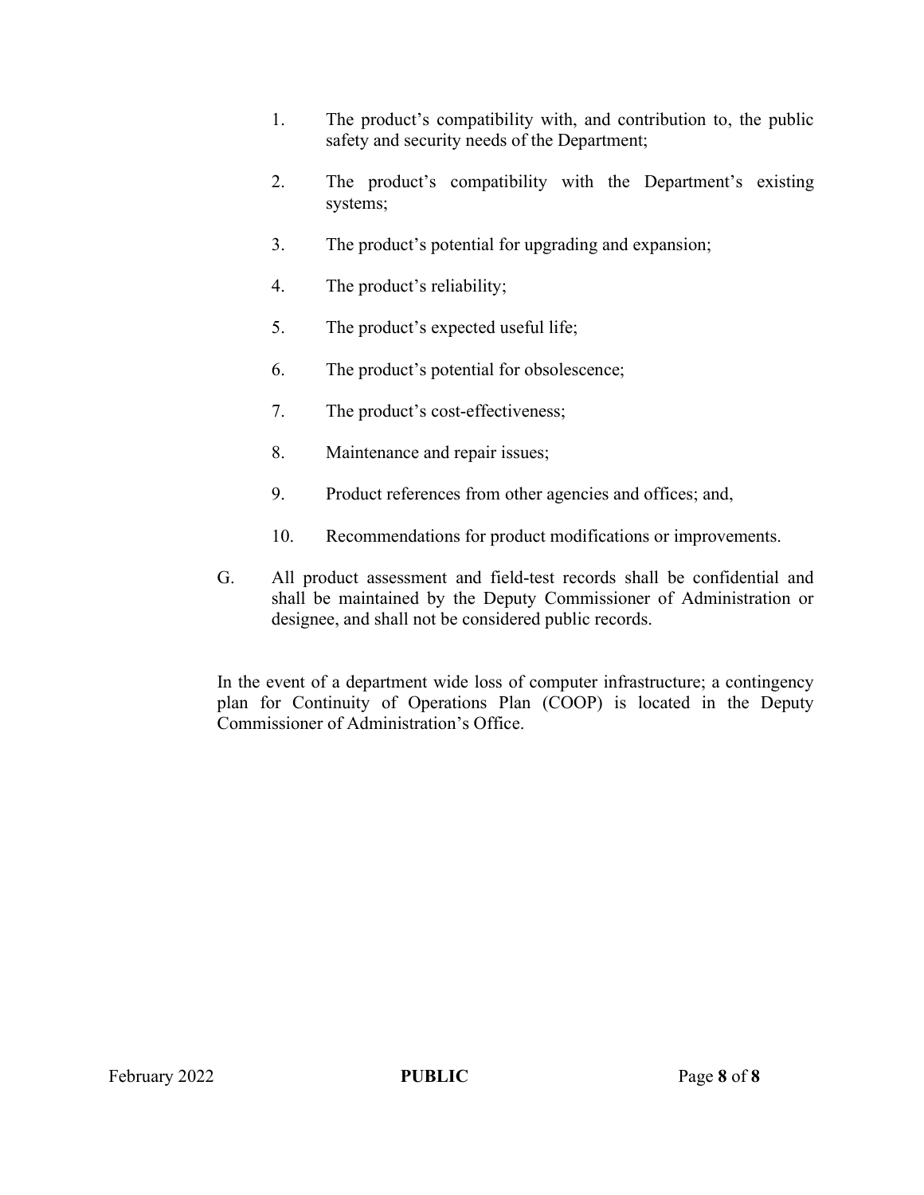1. The product's compatibility with, and contribution to, the public safety and security needs of the Department;

2. The product's compatibility with the Department's existing systems;

3. The product's potential for upgrading and expansion;

4. The product's reliability;

5. The product's expected useful life;

6. The product's potential for obsolescence;

7. The product's cost-effectiveness;

8. Maintenance and repair issues;

9. Product references from other agencies and offices; and,

10. Recommendations for product modifications or improvements.

G. All product assessment and field-test records shall be confidential and shall be maintained by the Deputy Commissioner of Administration or designee, and shall not be considered public records.

In the event of a department wide loss of computer infrastructure; a contingency plan for Continuity of Operations Plan (COOP) is located in the Deputy Commissioner of Administration's Office.